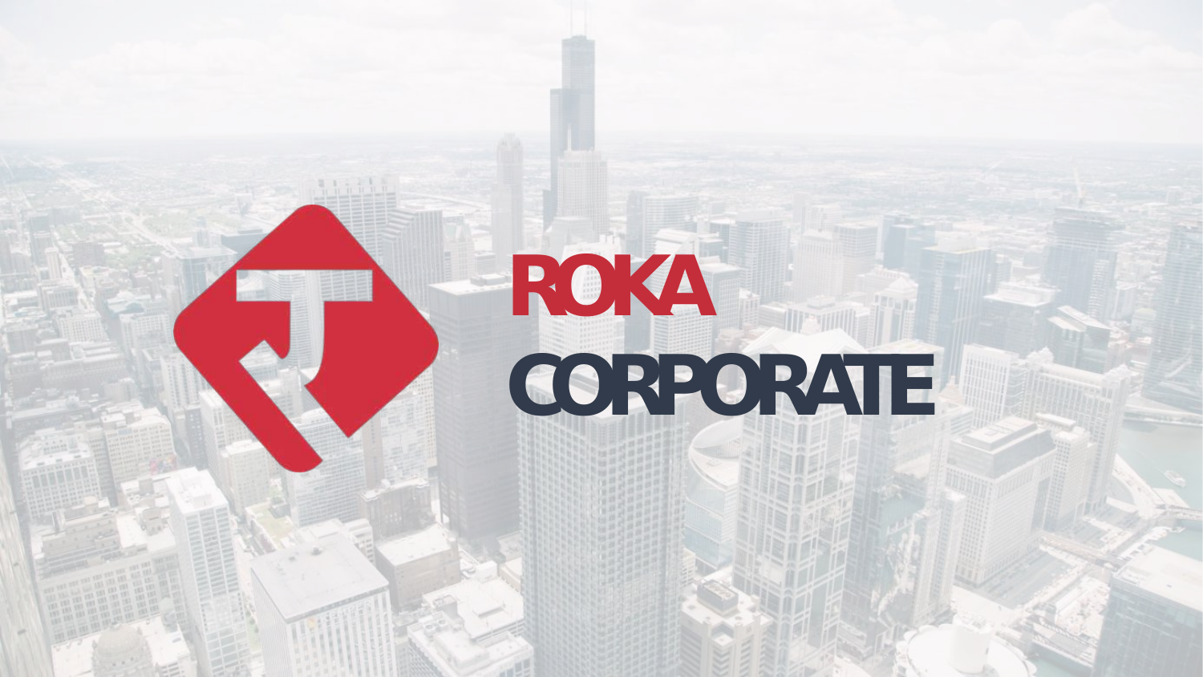# ROKA CORPORATE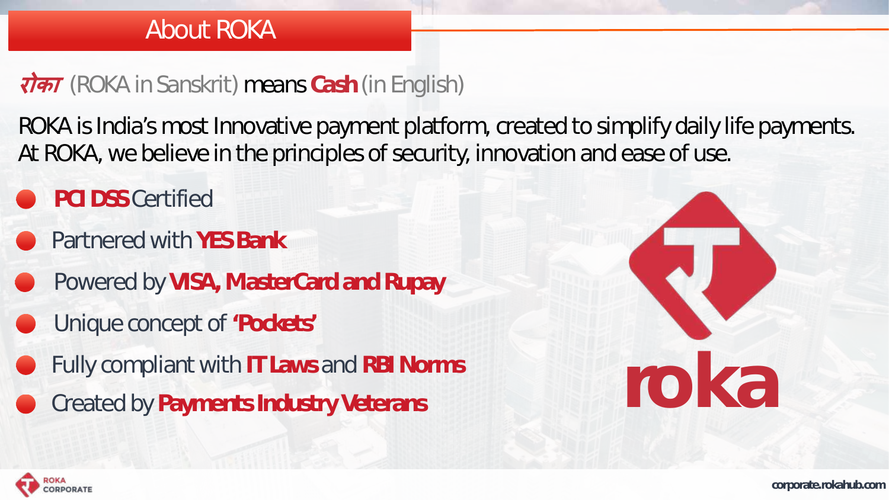# About ROKA

**रोका** (ROKA in Sanskrit) means **Cash** (in English)

ROKA is India's most Innovative payment platform, created to simplify daily life payments. At ROKA, we believe in the principles of security, innovation and ease of use.

- **PCI DSS** Certified
- Partnered with **YES Bank**
- Powered by **VISA, MasterCard and Rupay**
- Unique concept of **'Pockets'**
- Fully compliant with **IT Laws** and **RBI Norms**
- Created by **Payments Industry Veterans**

roka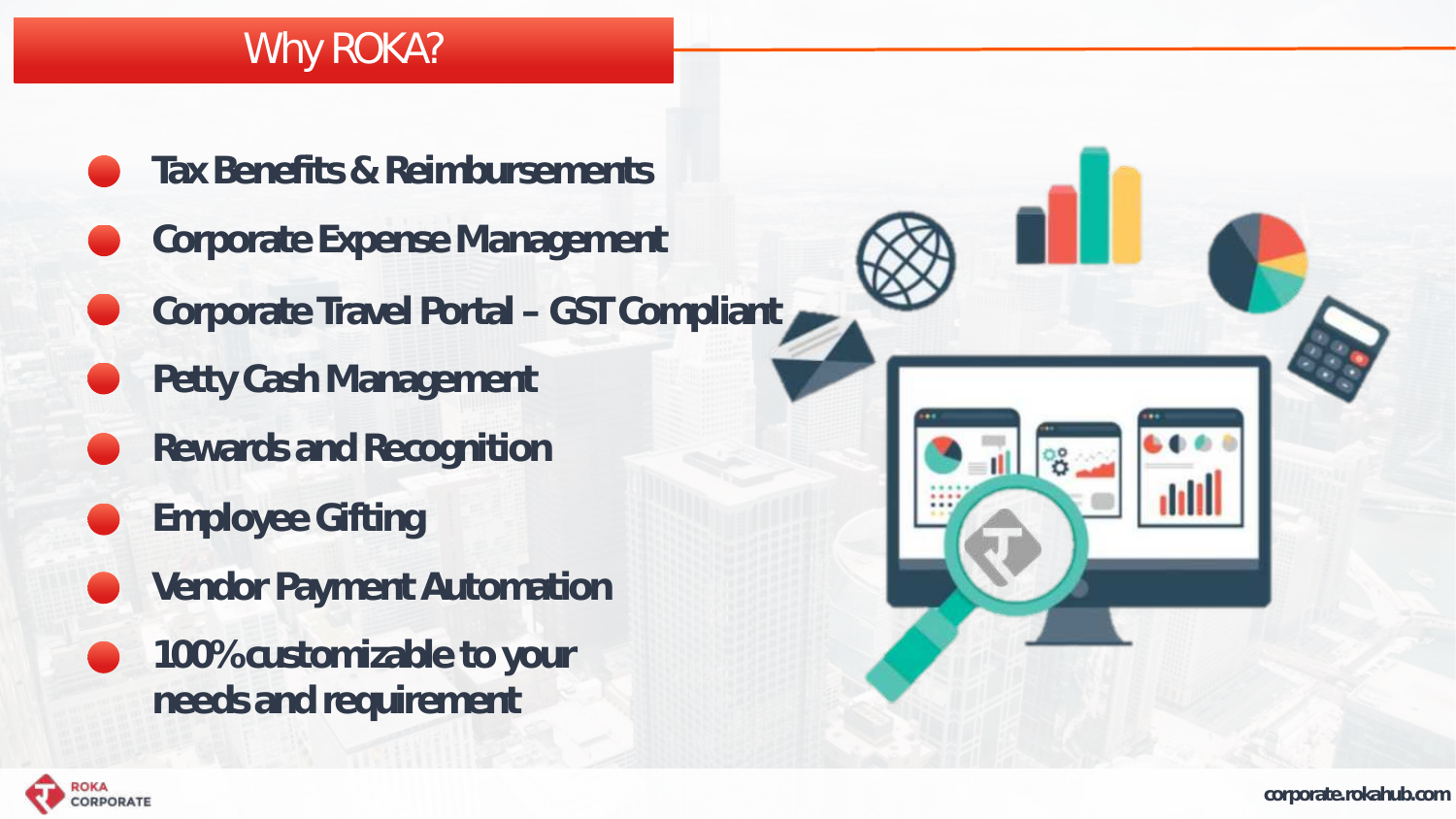# Why ROKA?

- Tax Benefits & Reimbursements
- Corporate Expense Management
- Corporate Travel Portal – GST Compliant
- Petty Cash Management
- Rewards and Recognition
- Employee Gifting
- Vendor Payment Automation
- 100% customizable to your needs and requirement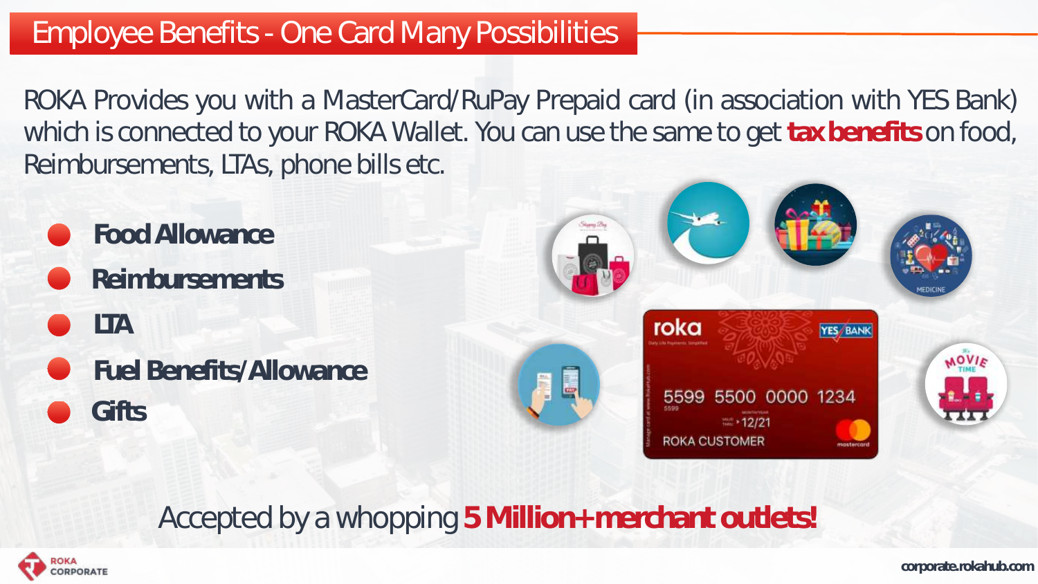# Employee Benefits - One Card Many Possibilities

ROKA Provides you with a MasterCard/RuPay Prepaid card (in association with YES Bank) which is connected to your ROKA Wallet. You can use the same to get **tax benefits** on food, Reimbursements, LTAs, phone bills etc.

- **Food Allowance**
- **Reimbursements**
- **LTA**
- **Fuel Benefits/Allowance**
- **Gifts**

Accepted by a whopping **5 Million+ merchant outlets!**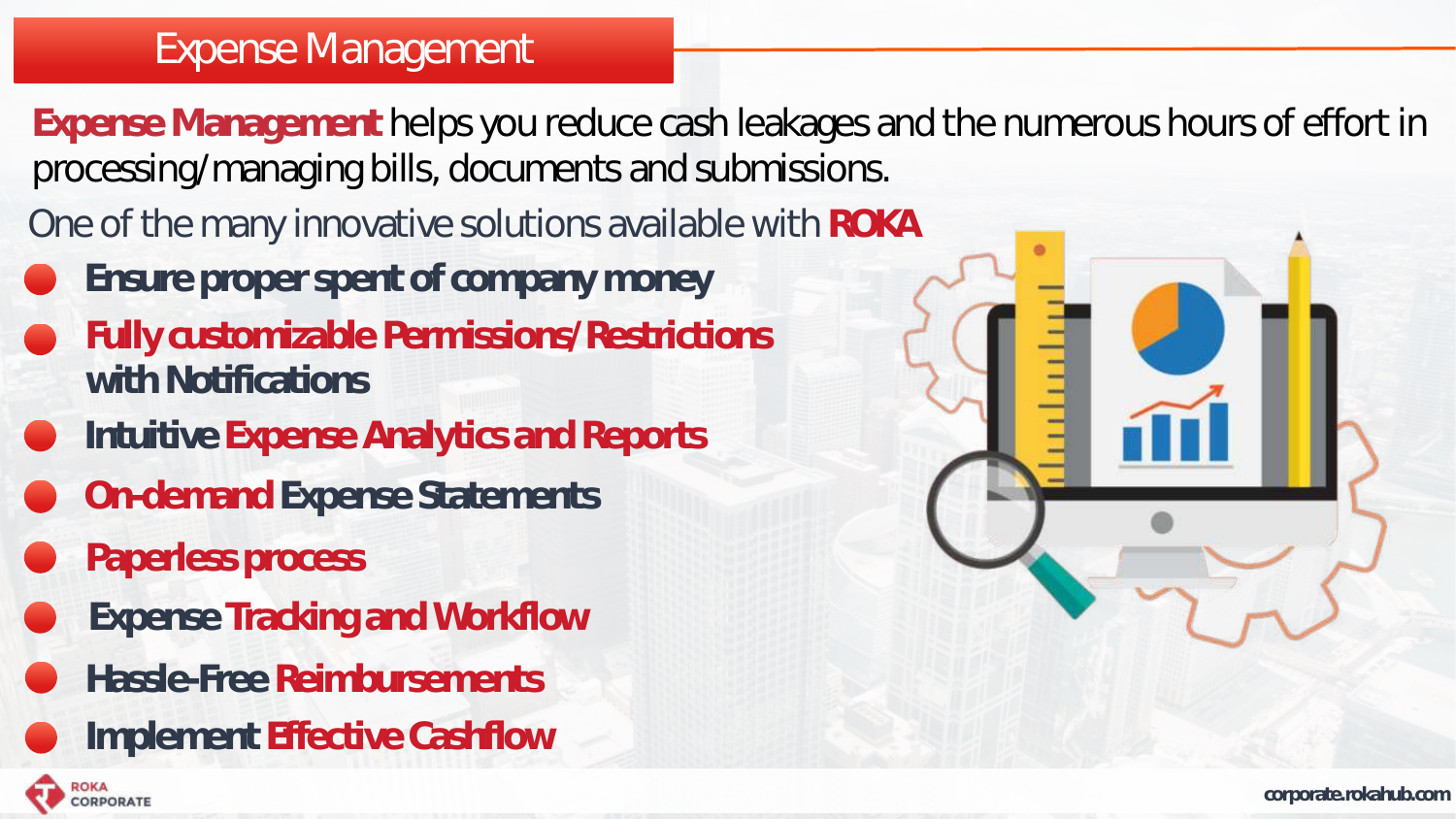# Expense Management

**Expense Management** helps you reduce cash leakages and the numerous hours of effort in processing/managing bills, documents and submissions.

One of the many innovative solutions available with **ROKA**

- **Ensure proper spent of company money**
- **Fully customizable Permissions/Restrictions with Notifications**
- **Intuitive Expense Analytics and Reports**
- **On-demand Expense Statements**
- **Paperless process**
- **Expense Tracking and Workflow**
- **Hassle-Free Reimbursements**
- **Implement Effective Cashflow**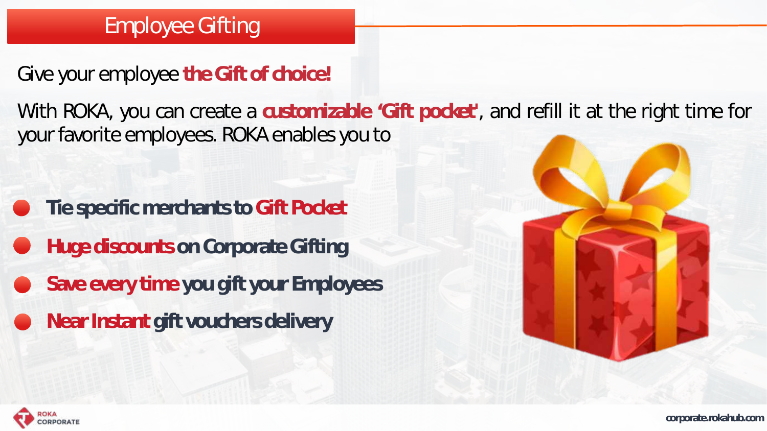# Employee Gifting

Give your employee **the Gift of choice!**

With ROKA, you can create a **customizable 'Gift pocket'**, and refill it at the right time for your favorite employees. ROKA enables you to

- **Tie specific merchants to Gift Pocket**
- **Huge discounts on Corporate Gifting**
- **Save every time you gift your Employees**
- **Near Instant gift vouchers delivery**

ROKA CORPORATE

corporate.rokahub.com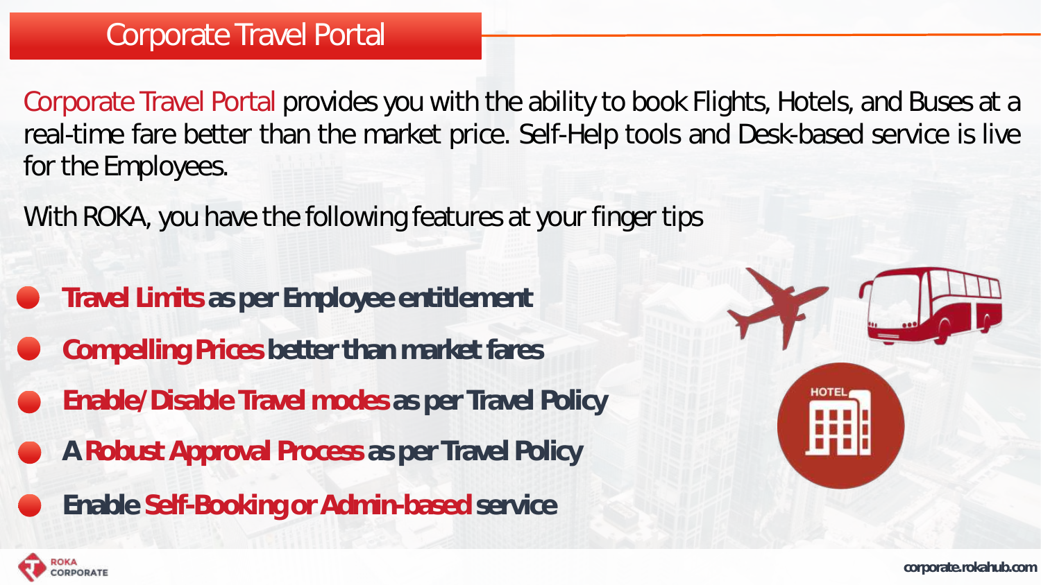# Corporate Travel Portal

Corporate Travel Portal provides you with the ability to book Flights, Hotels, and Buses at a real-time fare better than the market price. Self-Help tools and Desk-based service is live for the Employees.

With ROKA, you have the following features at your finger tips

- **Travel Limits as per Employee entitlement**
- **Compelling Prices better than market fares**
- **Enable/Disable Travel modes as per Travel Policy**
- **A Robust Approval Process as per Travel Policy**
- **Enable Self-Booking or Admin-based service**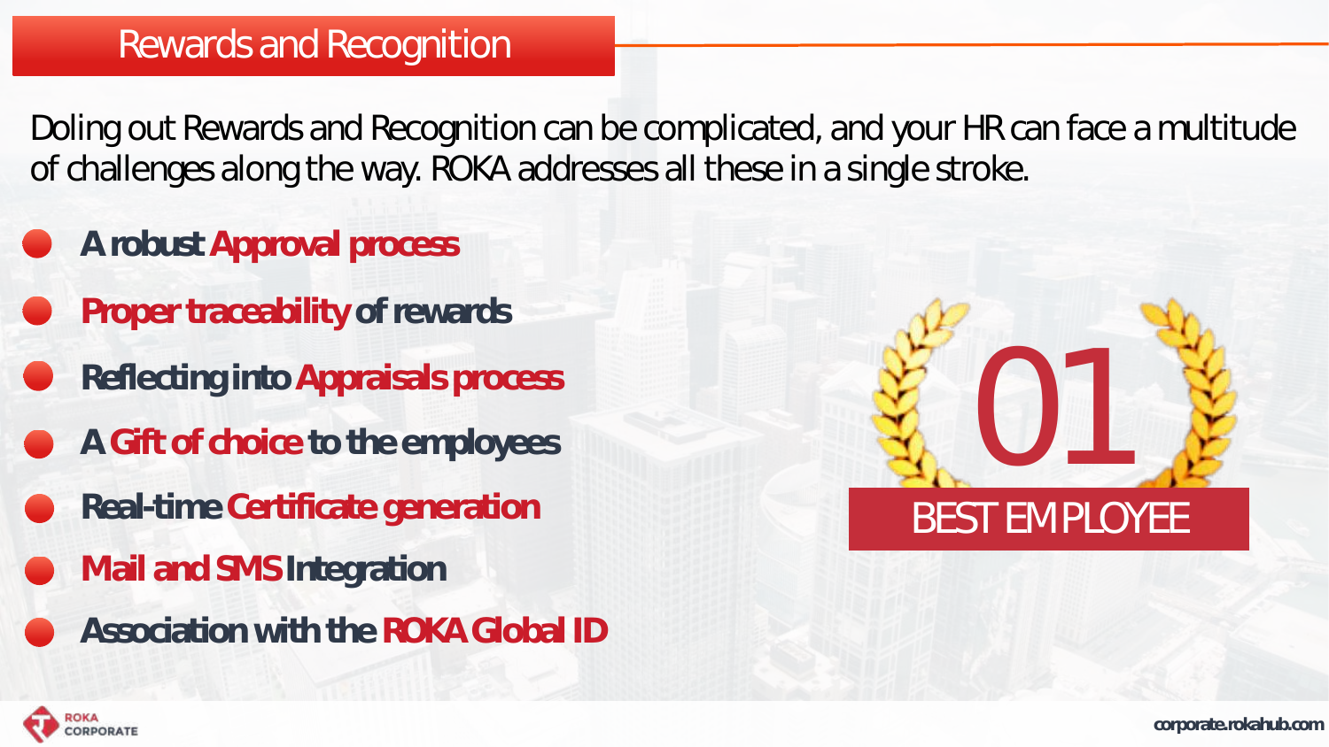# Rewards and Recognition

Doling out Rewards and Recognition can be complicated, and your HR can face a multitude of challenges along the way. ROKA addresses all these in a single stroke.

- **A robust Approval process**
- **Proper traceability of rewards**
- **Reflecting into Appraisals process**
- **A Gift of choice to the employees**
- **Real-time Certificate generation**
- **Mail and SMS Integration**
- **Association with the ROKA Global ID**

01

BEST EMPLOYEE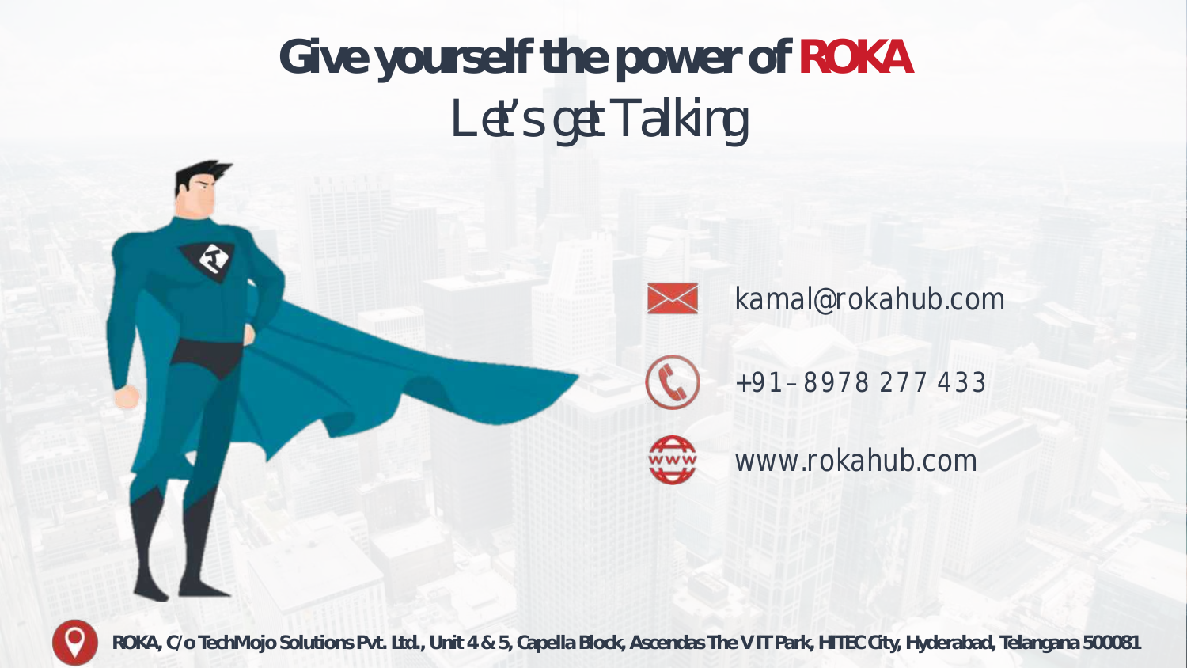# Give yourself the power of ROKA

## Let's get Talking

kamal@rokahub.com

+91– 8978 277 433

www.rokahub.com

**ROKA, C/o TechMojo Solutions Pvt. Ltd., Unit 4 & 5, Capella Block, Ascendas The V IT Park, HITEC City, Hyderabad, Telangana 500081**